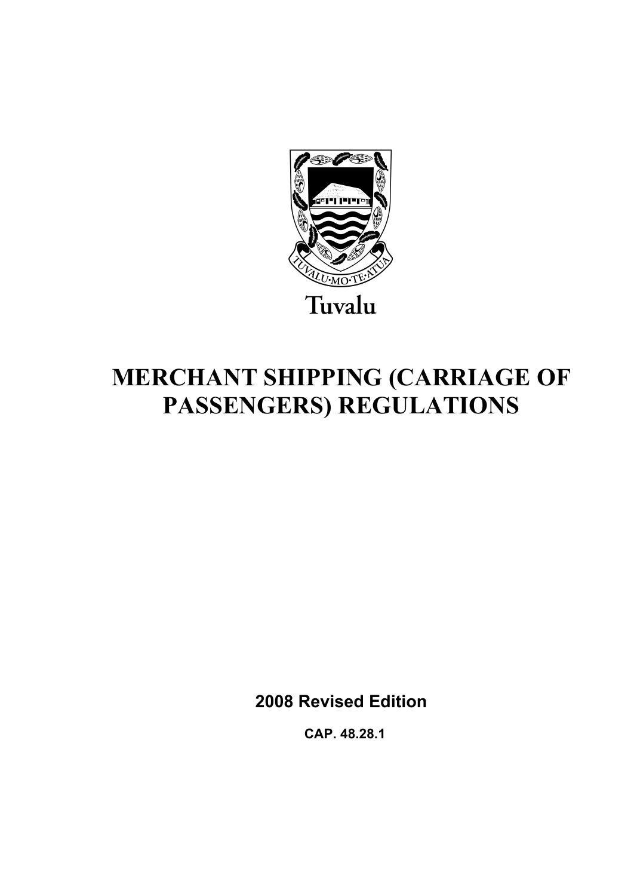Tuvalu

# MERCHANT SHIPPING (CARRIAGE OF PASSENGERS) REGULATIONS

**2008 Revised Edition**

**CAP. 48.28.1**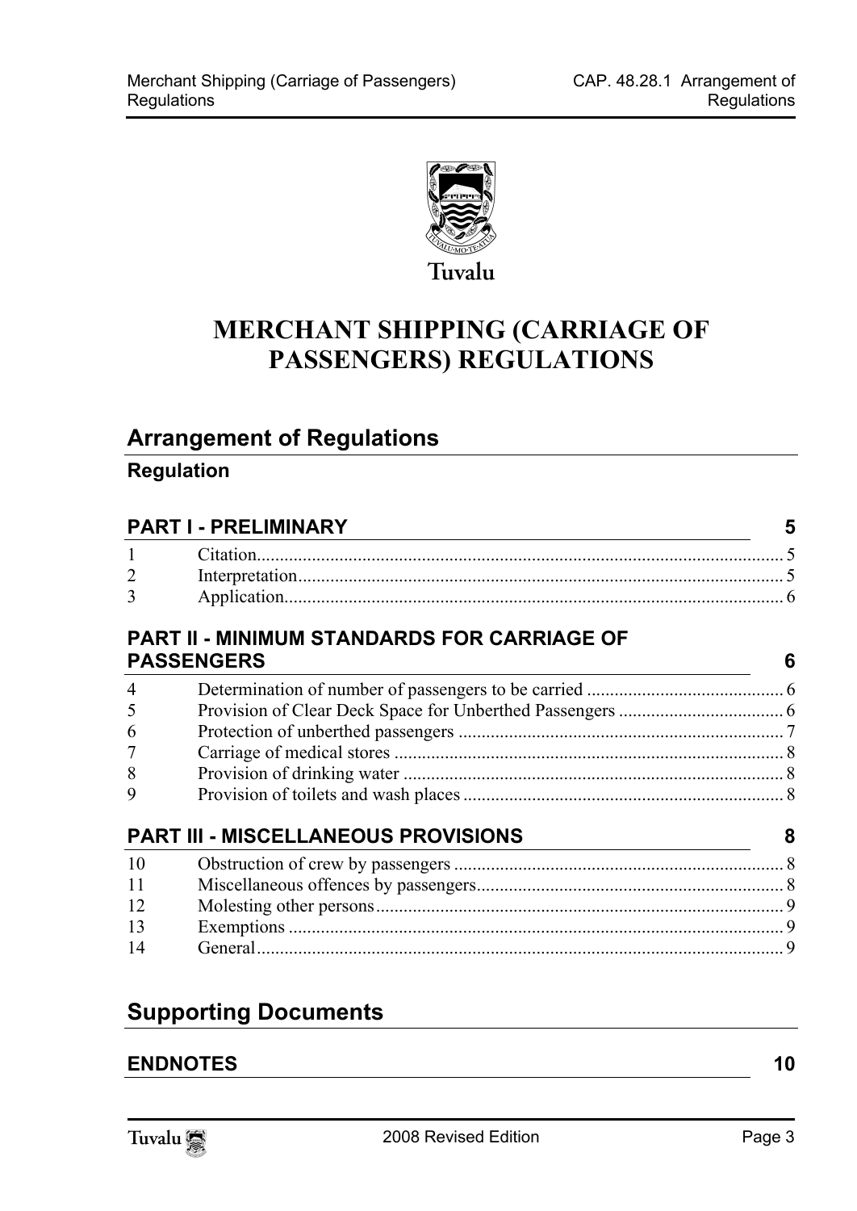Tuvalu

# MERCHANT SHIPPING (CARRIAGE OF PASSENGERS) REGULATIONS

## Arrangement of Regulations

### Regulation

**PART I - PRELIMINARY** 5

1 Citation 5
2 Interpretation 5
3 Application 6

**PART II - MINIMUM STANDARDS FOR CARRIAGE OF PASSENGERS** 6

4 Determination of number of passengers to be carried 6
5 Provision of Clear Deck Space for Unberthed Passengers 6
6 Protection of unberthed passengers 7
7 Carriage of medical stores 8
8 Provision of drinking water 8
9 Provision of toilets and wash places 8

**PART III - MISCELLANEOUS PROVISIONS** 8

10 Obstruction of crew by passengers 8
11 Miscellaneous offences by passengers 8
12 Molesting other persons 9
13 Exemptions 9
14 General 9

## Supporting Documents

**ENDNOTES** 10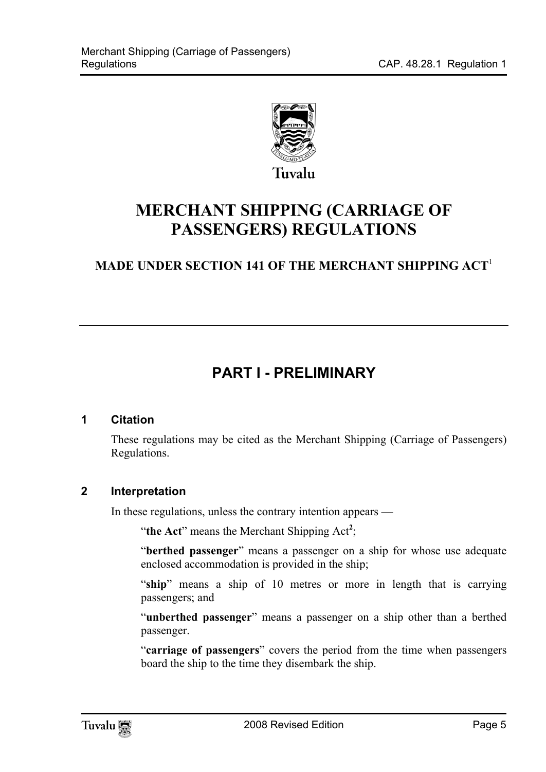Tuvalu

# MERCHANT SHIPPING (CARRIAGE OF PASSENGERS) REGULATIONS

### MADE UNDER SECTION 141 OF THE MERCHANT SHIPPING ACT[1]

## PART I - PRELIMINARY

### 1 Citation

These regulations may be cited as the Merchant Shipping (Carriage of Passengers) Regulations.

### 2 Interpretation

In these regulations, unless the contrary intention appears —

"**the Act**" means the Merchant Shipping Act[2];

"**berthed passenger**" means a passenger on a ship for whose use adequate enclosed accommodation is provided in the ship;

"**ship**" means a ship of 10 metres or more in length that is carrying passengers; and

"**unberthed passenger**" means a passenger on a ship other than a berthed passenger.

"**carriage of passengers**" covers the period from the time when passengers board the ship to the time they disembark the ship.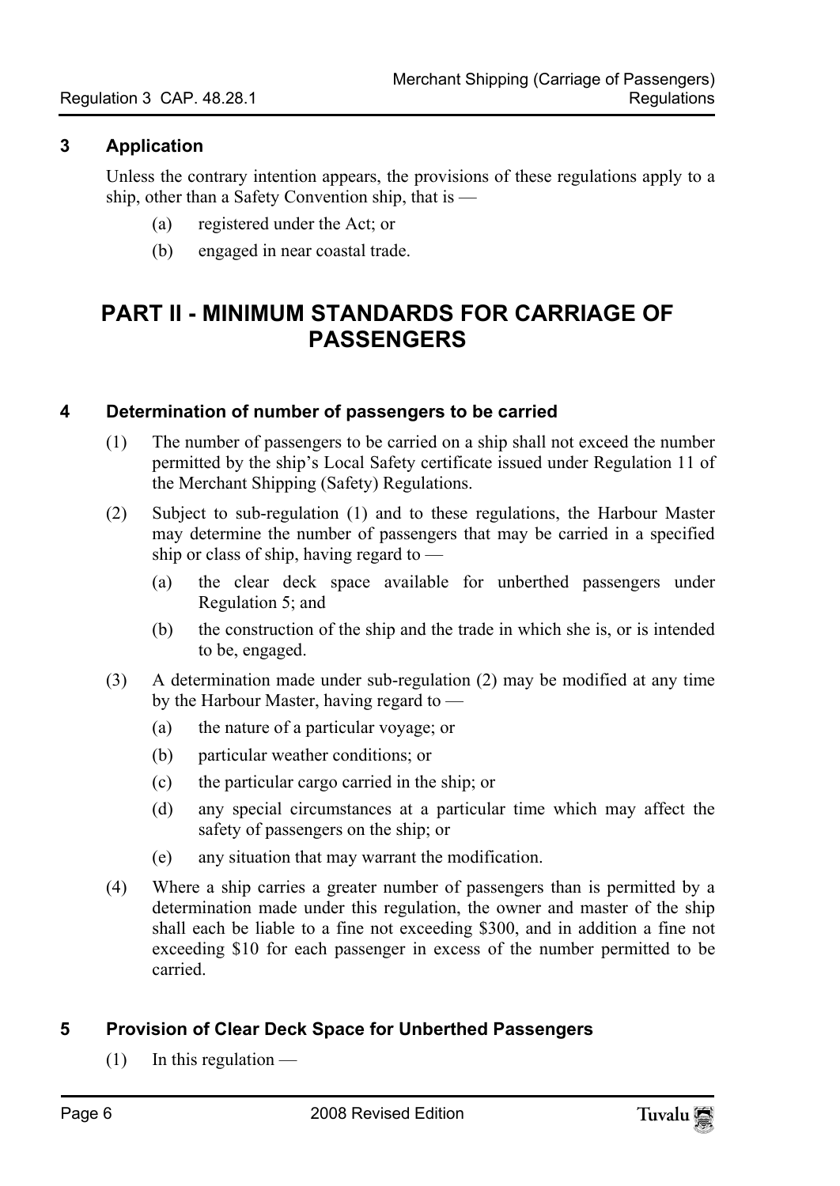### 3 Application

Unless the contrary intention appears, the provisions of these regulations apply to a ship, other than a Safety Convention ship, that is —

(a) registered under the Act; or

(b) engaged in near coastal trade.

## PART II - MINIMUM STANDARDS FOR CARRIAGE OF PASSENGERS

### 4 Determination of number of passengers to be carried

(1) The number of passengers to be carried on a ship shall not exceed the number permitted by the ship's Local Safety certificate issued under Regulation 11 of the Merchant Shipping (Safety) Regulations.

(2) Subject to sub-regulation (1) and to these regulations, the Harbour Master may determine the number of passengers that may be carried in a specified ship or class of ship, having regard to —

(a) the clear deck space available for unberthed passengers under Regulation 5; and

(b) the construction of the ship and the trade in which she is, or is intended to be, engaged.

(3) A determination made under sub-regulation (2) may be modified at any time by the Harbour Master, having regard to —

(a) the nature of a particular voyage; or

(b) particular weather conditions; or

(c) the particular cargo carried in the ship; or

(d) any special circumstances at a particular time which may affect the safety of passengers on the ship; or

(e) any situation that may warrant the modification.

(4) Where a ship carries a greater number of passengers than is permitted by a determination made under this regulation, the owner and master of the ship shall each be liable to a fine not exceeding $300, and in addition a fine not exceeding $10 for each passenger in excess of the number permitted to be carried.

### 5 Provision of Clear Deck Space for Unberthed Passengers

(1) In this regulation —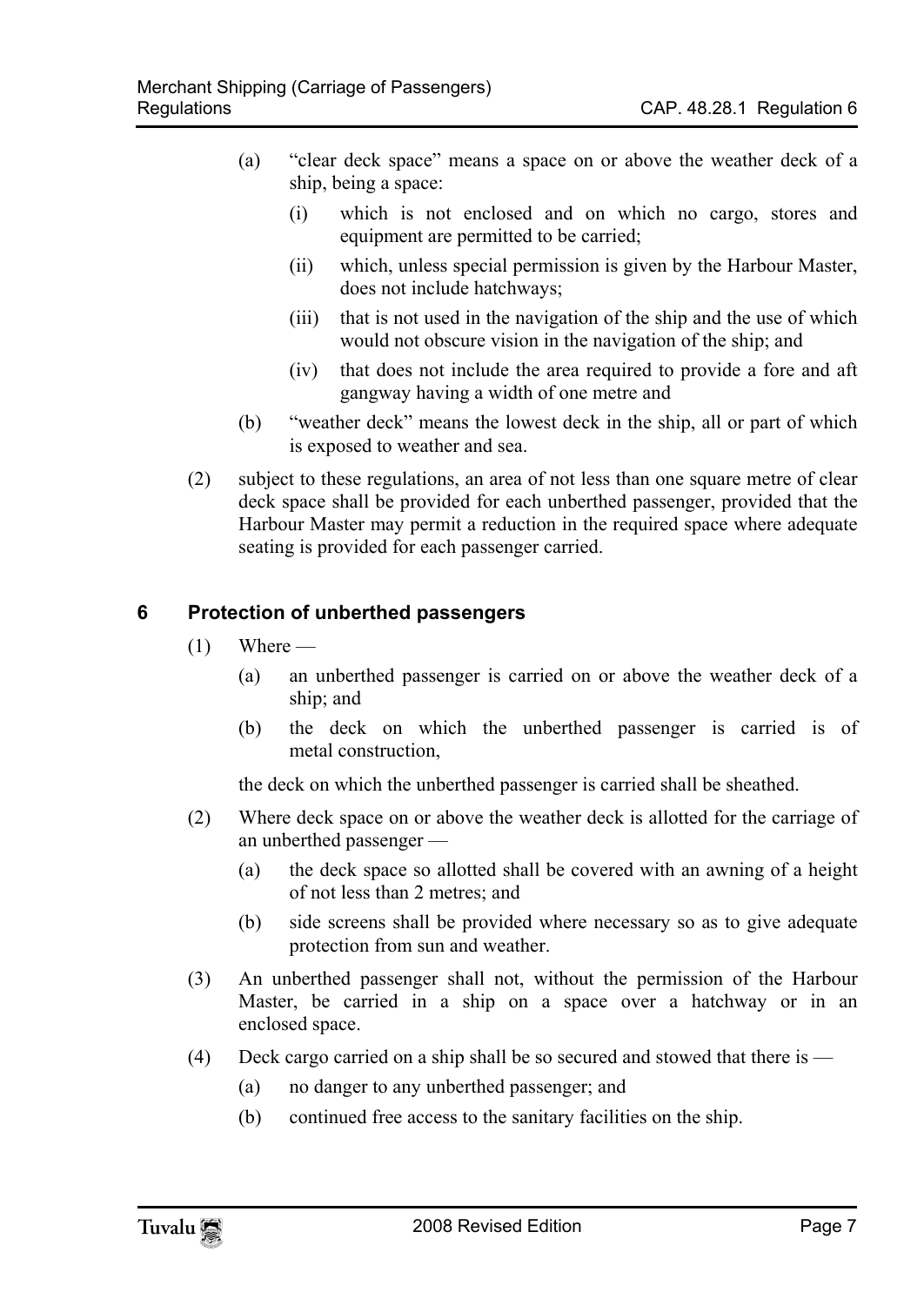(a) "clear deck space" means a space on or above the weather deck of a ship, being a space:

   (i) which is not enclosed and on which no cargo, stores and equipment are permitted to be carried;

   (ii) which, unless special permission is given by the Harbour Master, does not include hatchways;

   (iii) that is not used in the navigation of the ship and the use of which would not obscure vision in the navigation of the ship; and

   (iv) that does not include the area required to provide a fore and aft gangway having a width of one metre and

(b) "weather deck" means the lowest deck in the ship, all or part of which is exposed to weather and sea.

(2) subject to these regulations, an area of not less than one square metre of clear deck space shall be provided for each unberthed passenger, provided that the Harbour Master may permit a reduction in the required space where adequate seating is provided for each passenger carried.

## 6 Protection of unberthed passengers

(1) Where —

   (a) an unberthed passenger is carried on or above the weather deck of a ship; and

   (b) the deck on which the unberthed passenger is carried is of metal construction,

   the deck on which the unberthed passenger is carried shall be sheathed.

(2) Where deck space on or above the weather deck is allotted for the carriage of an unberthed passenger —

   (a) the deck space so allotted shall be covered with an awning of a height of not less than 2 metres; and

   (b) side screens shall be provided where necessary so as to give adequate protection from sun and weather.

(3) An unberthed passenger shall not, without the permission of the Harbour Master, be carried in a ship on a space over a hatchway or in an enclosed space.

(4) Deck cargo carried on a ship shall be so secured and stowed that there is —

   (a) no danger to any unberthed passenger; and

   (b) continued free access to the sanitary facilities on the ship.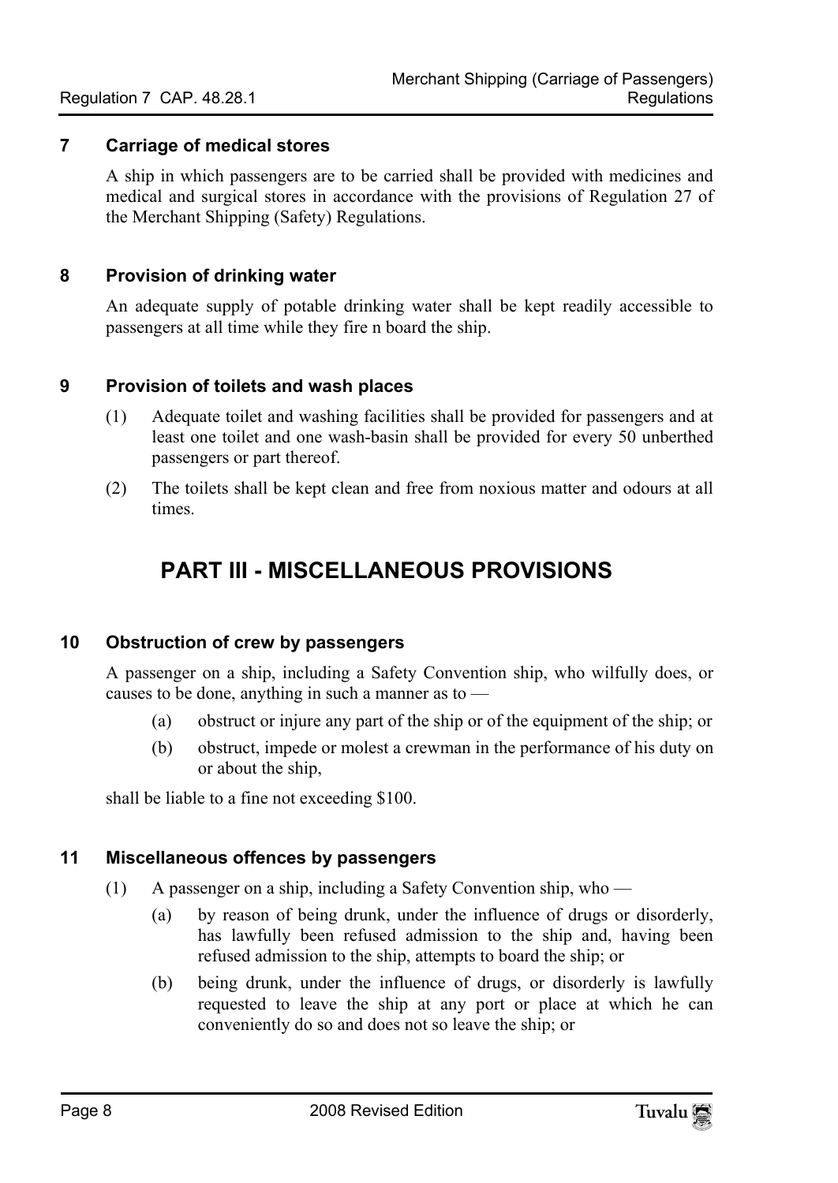### 7 Carriage of medical stores

A ship in which passengers are to be carried shall be provided with medicines and medical and surgical stores in accordance with the provisions of Regulation 27 of the Merchant Shipping (Safety) Regulations.

### 8 Provision of drinking water

An adequate supply of potable drinking water shall be kept readily accessible to passengers at all time while they fire n board the ship.

### 9 Provision of toilets and wash places

(1) Adequate toilet and washing facilities shall be provided for passengers and at least one toilet and one wash-basin shall be provided for every 50 unberthed passengers or part thereof.

(2) The toilets shall be kept clean and free from noxious matter and odours at all times.

## PART III - MISCELLANEOUS PROVISIONS

### 10 Obstruction of crew by passengers

A passenger on a ship, including a Safety Convention ship, who wilfully does, or causes to be done, anything in such a manner as to —

(a) obstruct or injure any part of the ship or of the equipment of the ship; or

(b) obstruct, impede or molest a crewman in the performance of his duty on or about the ship,

shall be liable to a fine not exceeding $100.

### 11 Miscellaneous offences by passengers

(1) A passenger on a ship, including a Safety Convention ship, who —

(a) by reason of being drunk, under the influence of drugs or disorderly, has lawfully been refused admission to the ship and, having been refused admission to the ship, attempts to board the ship; or

(b) being drunk, under the influence of drugs, or disorderly is lawfully requested to leave the ship at any port or place at which he can conveniently do so and does not so leave the ship; or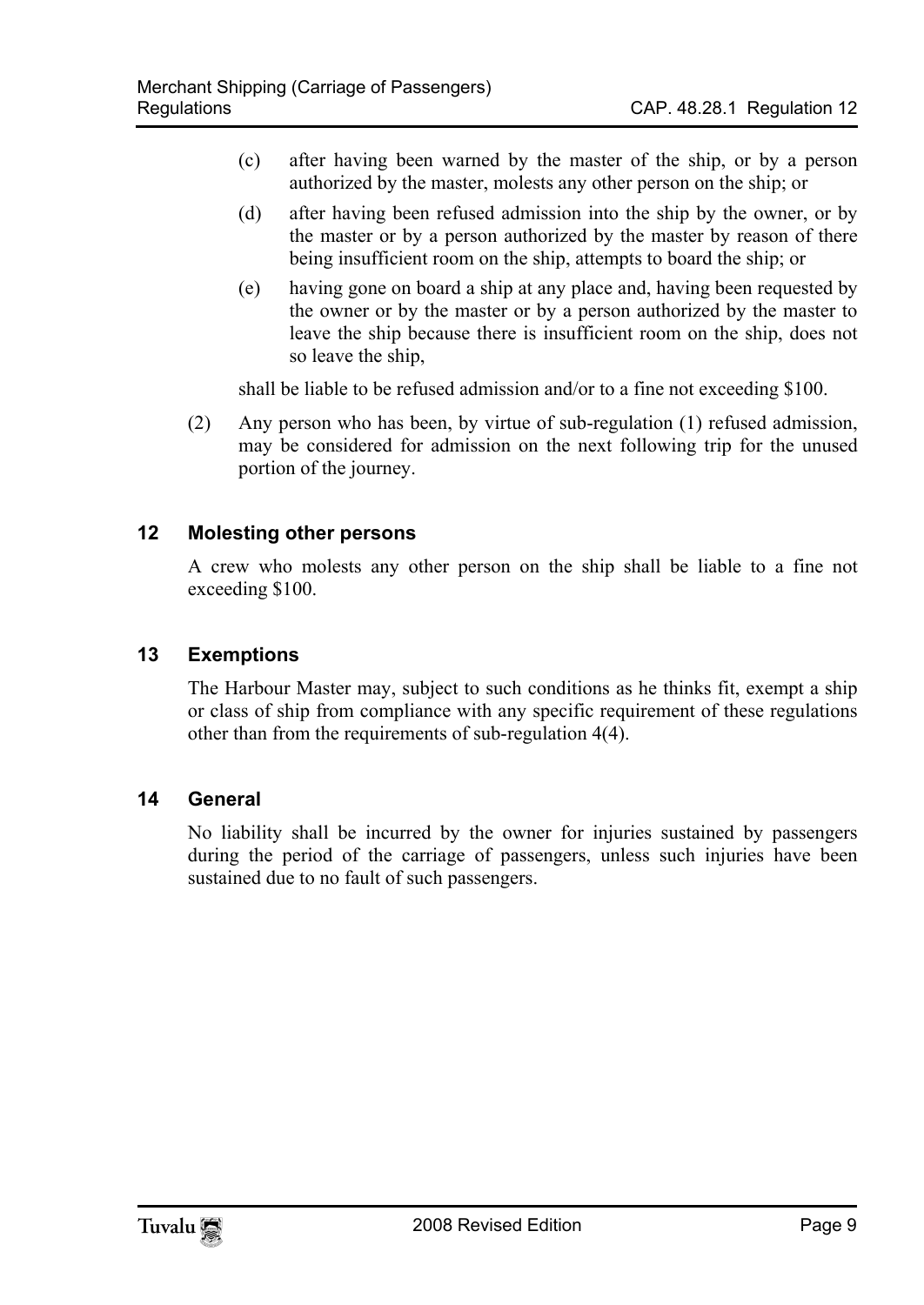(c) after having been warned by the master of the ship, or by a person authorized by the master, molests any other person on the ship; or

(d) after having been refused admission into the ship by the owner, or by the master or by a person authorized by the master by reason of there being insufficient room on the ship, attempts to board the ship; or

(e) having gone on board a ship at any place and, having been requested by the owner or by the master or by a person authorized by the master to leave the ship because there is insufficient room on the ship, does not so leave the ship,

shall be liable to be refused admission and/or to a fine not exceeding $100.

(2) Any person who has been, by virtue of sub-regulation (1) refused admission, may be considered for admission on the next following trip for the unused portion of the journey.

## 12 Molesting other persons

A crew who molests any other person on the ship shall be liable to a fine not exceeding $100.

## 13 Exemptions

The Harbour Master may, subject to such conditions as he thinks fit, exempt a ship or class of ship from compliance with any specific requirement of these regulations other than from the requirements of sub-regulation 4(4).

## 14 General

No liability shall be incurred by the owner for injuries sustained by passengers during the period of the carriage of passengers, unless such injuries have been sustained due to no fault of such passengers.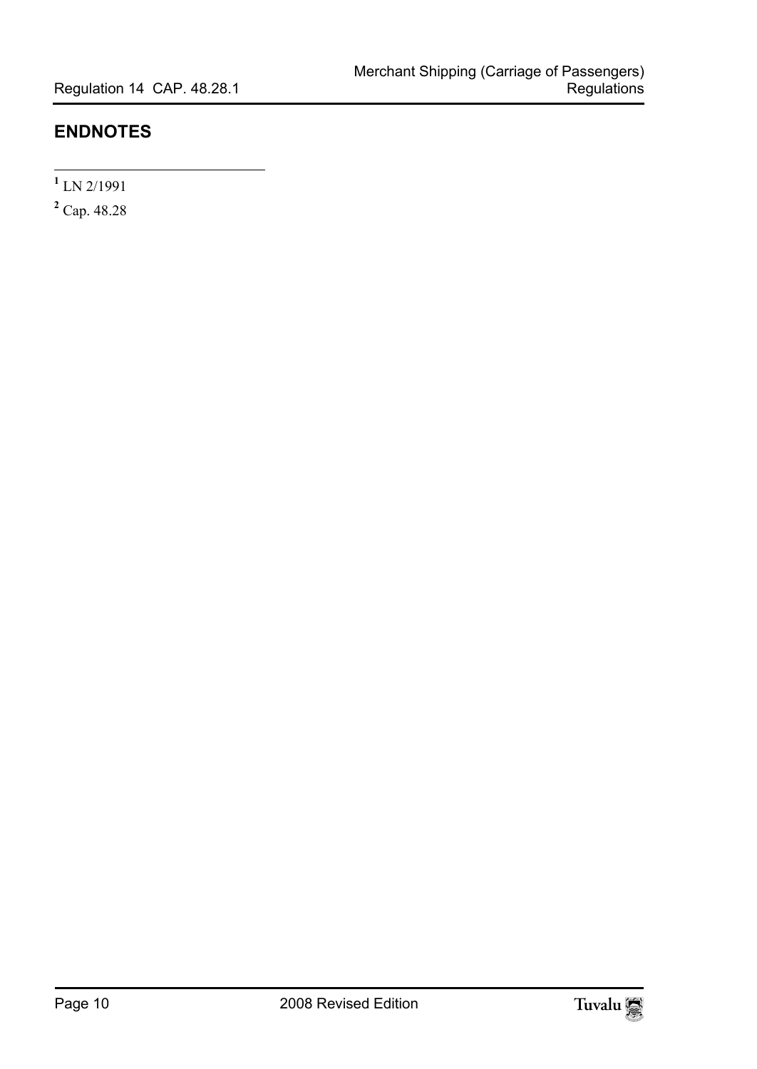## ENDNOTES

[1] LN 2/1991

[2] Cap. 48.28